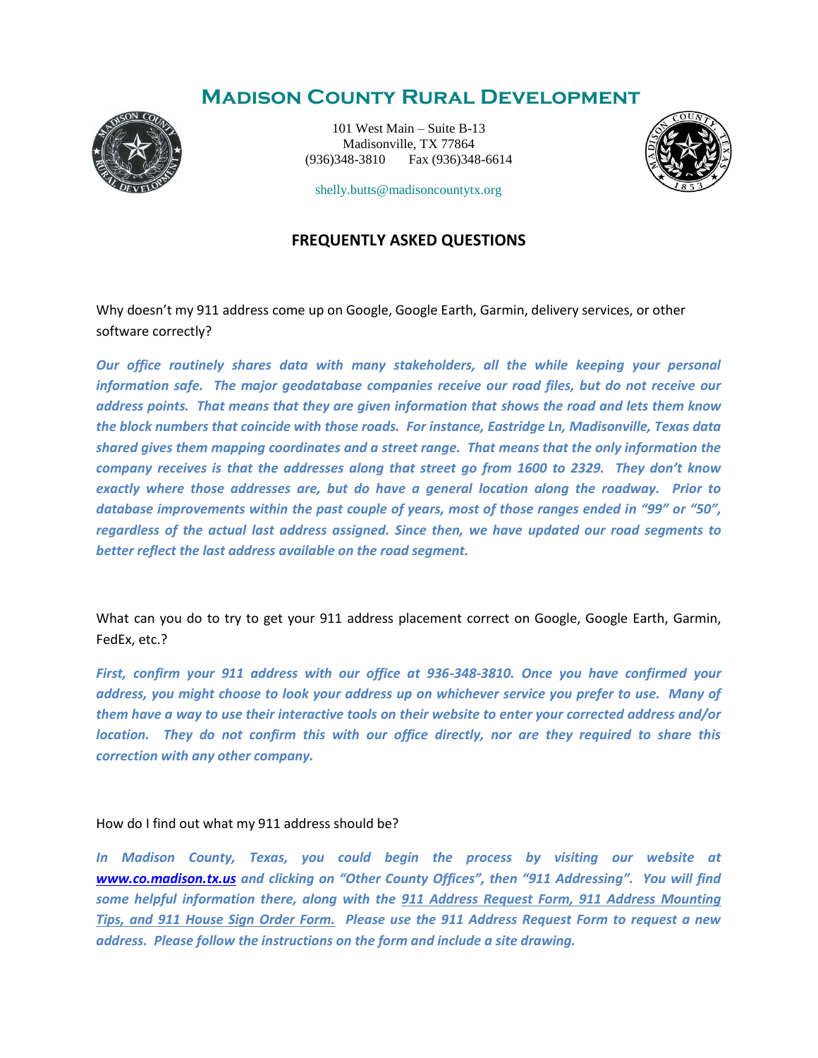# Madison County Rural Development

101 West Main – Suite B-13
Madisonville, TX 77864
(936)348-3810 Fax (936)348-6614

shelly.butts@madisoncountytx.org

## FREQUENTLY ASKED QUESTIONS

Why doesn't my 911 address come up on Google, Google Earth, Garmin, delivery services, or other software correctly?

***Our office routinely shares data with many stakeholders, all the while keeping your personal information safe. The major geodatabase companies receive our road files, but do not receive our address points. That means that they are given information that shows the road and lets them know the block numbers that coincide with those roads. For instance, Eastridge Ln, Madisonville, Texas data shared gives them mapping coordinates and a street range. That means that the only information the company receives is that the addresses along that street go from 1600 to 2329. They don't know exactly where those addresses are, but do have a general location along the roadway. Prior to database improvements within the past couple of years, most of those ranges ended in "99" or "50", regardless of the actual last address assigned. Since then, we have updated our road segments to better reflect the last address available on the road segment.***

What can you do to try to get your 911 address placement correct on Google, Google Earth, Garmin, FedEx, etc.?

***First, confirm your 911 address with our office at 936-348-3810. Once you have confirmed your address, you might choose to look your address up on whichever service you prefer to use. Many of them have a way to use their interactive tools on their website to enter your corrected address and/or location. They do not confirm this with our office directly, nor are they required to share this correction with any other company.***

How do I find out what my 911 address should be?

***In Madison County, Texas, you could begin the process by visiting our website at [www.co.madison.tx.us](http://www.co.madison.tx.us) and clicking on "Other County Offices", then "911 Addressing". You will find some helpful information there, along with the 911 Address Request Form, 911 Address Mounting Tips, and 911 House Sign Order Form. Please use the 911 Address Request Form to request a new address. Please follow the instructions on the form and include a site drawing.***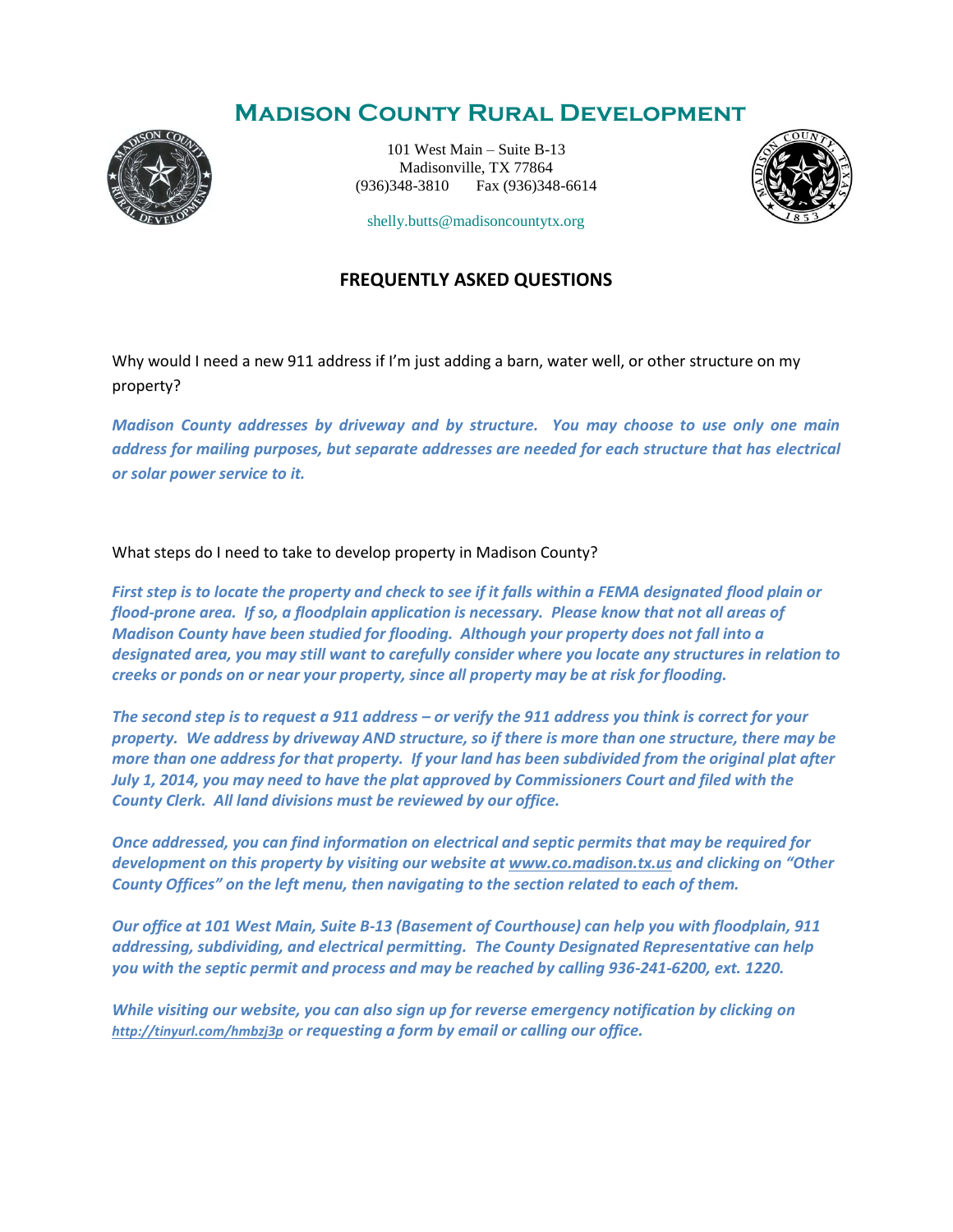# Madison County Rural Development

101 West Main – Suite B-13
Madisonville, TX 77864
(936)348-3810 Fax (936)348-6614

shelly.butts@madisoncountytx.org

## FREQUENTLY ASKED QUESTIONS

Why would I need a new 911 address if I'm just adding a barn, water well, or other structure on my property?

***Madison County addresses by driveway and by structure. You may choose to use only one main address for mailing purposes, but separate addresses are needed for each structure that has electrical or solar power service to it.***

What steps do I need to take to develop property in Madison County?

***First step is to locate the property and check to see if it falls within a FEMA designated flood plain or flood-prone area. If so, a floodplain application is necessary. Please know that not all areas of Madison County have been studied for flooding. Although your property does not fall into a designated area, you may still want to carefully consider where you locate any structures in relation to creeks or ponds on or near your property, since all property may be at risk for flooding.***

***The second step is to request a 911 address – or verify the 911 address you think is correct for your property. We address by driveway AND structure, so if there is more than one structure, there may be more than one address for that property. If your land has been subdivided from the original plat after July 1, 2014, you may need to have the plat approved by Commissioners Court and filed with the County Clerk. All land divisions must be reviewed by our office.***

***Once addressed, you can find information on electrical and septic permits that may be required for development on this property by visiting our website at www.co.madison.tx.us and clicking on "Other County Offices" on the left menu, then navigating to the section related to each of them.***

***Our office at 101 West Main, Suite B-13 (Basement of Courthouse) can help you with floodplain, 911 addressing, subdividing, and electrical permitting. The County Designated Representative can help you with the septic permit and process and may be reached by calling 936-241-6200, ext. 1220.***

***While visiting our website, you can also sign up for reverse emergency notification by clicking on http://tinyurl.com/hmbzj3p or requesting a form by email or calling our office.***